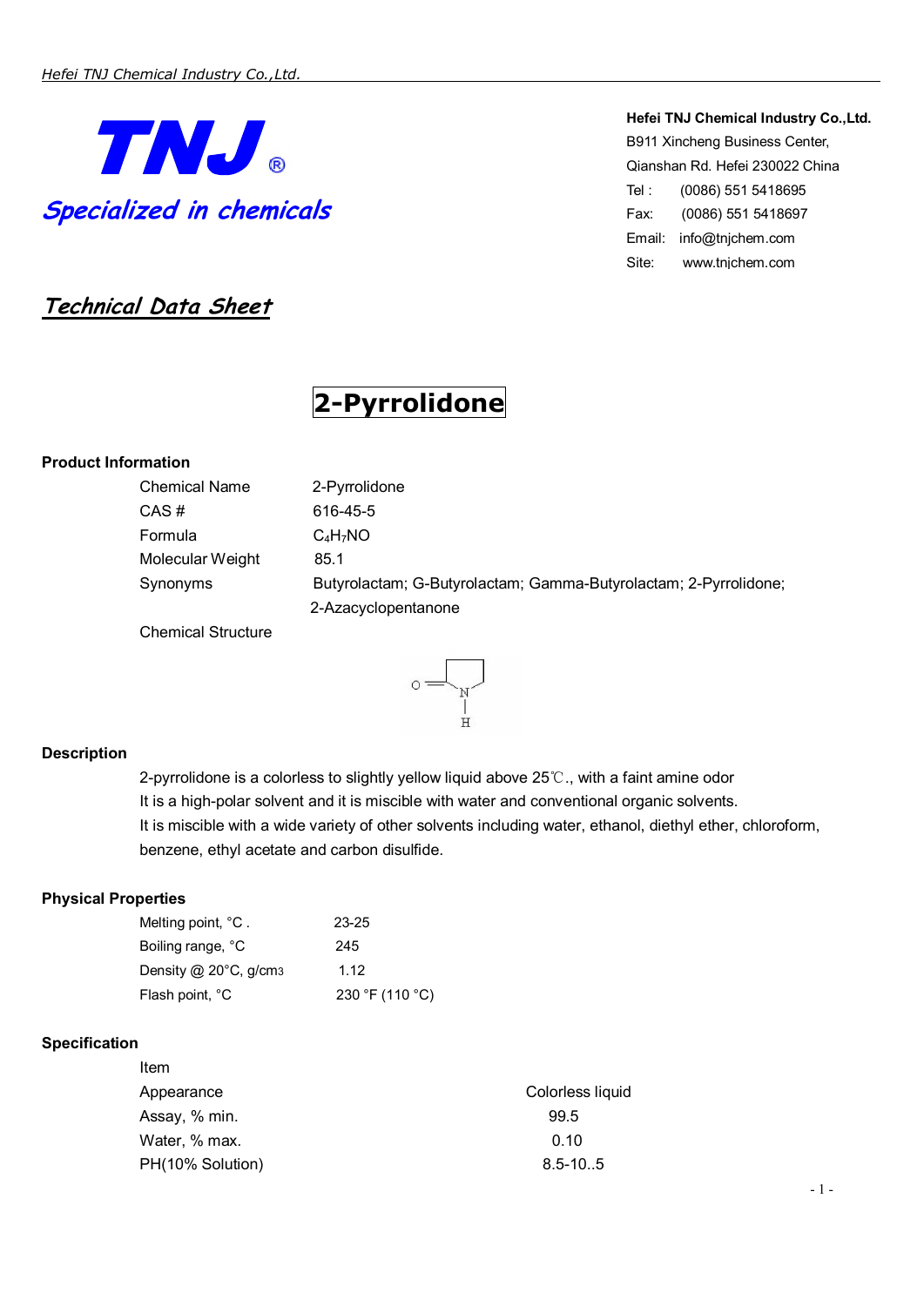**TNJ®**

*Specialized in chemicals*

**Hefei TNJ Chemical Industry Co.,Ltd.**
B911 Xincheng Business Center,
Qianshan Rd. Hefei 230022 China
Tel : (0086) 551 5418695
Fax: (0086) 551 5418697
Email: info@tnjchem.com
Site: www.tnjchem.com

## *Technical Data Sheet*

# 2-Pyrrolidone

### Product Information

| | |
|---|---|
| Chemical Name | 2-Pyrrolidone |
| CAS # | 616-45-5 |
| Formula | $C_4H_7NO$ |
| Molecular Weight | 85.1 |
| Synonyms | Butyrolactam; G-Butyrolactam; Gamma-Butyrolactam; 2-Pyrrolidone; 2-Azacyclopentanone |
| Chemical Structure | |

### Description

2-pyrrolidone is a colorless to slightly yellow liquid above 25℃., with a faint amine odor
It is a high-polar solvent and it is miscible with water and conventional organic solvents.
It is miscible with a wide variety of other solvents including water, ethanol, diethyl ether, chloroform, benzene, ethyl acetate and carbon disulfide.

### Physical Properties

| | |
|---|---|
| Melting point, °C . | 23-25 |
| Boiling range, °C | 245 |
| Density @ 20°C, g/cm3 | 1.12 |
| Flash point, °C | 230 °F (110 °C) |

### Specification

| Item | |
|---|---|
| Appearance | Colorless liquid |
| Assay, % min. | 99.5 |
| Water, % max. | 0.10 |
| PH(10% Solution) | 8.5-10..5 |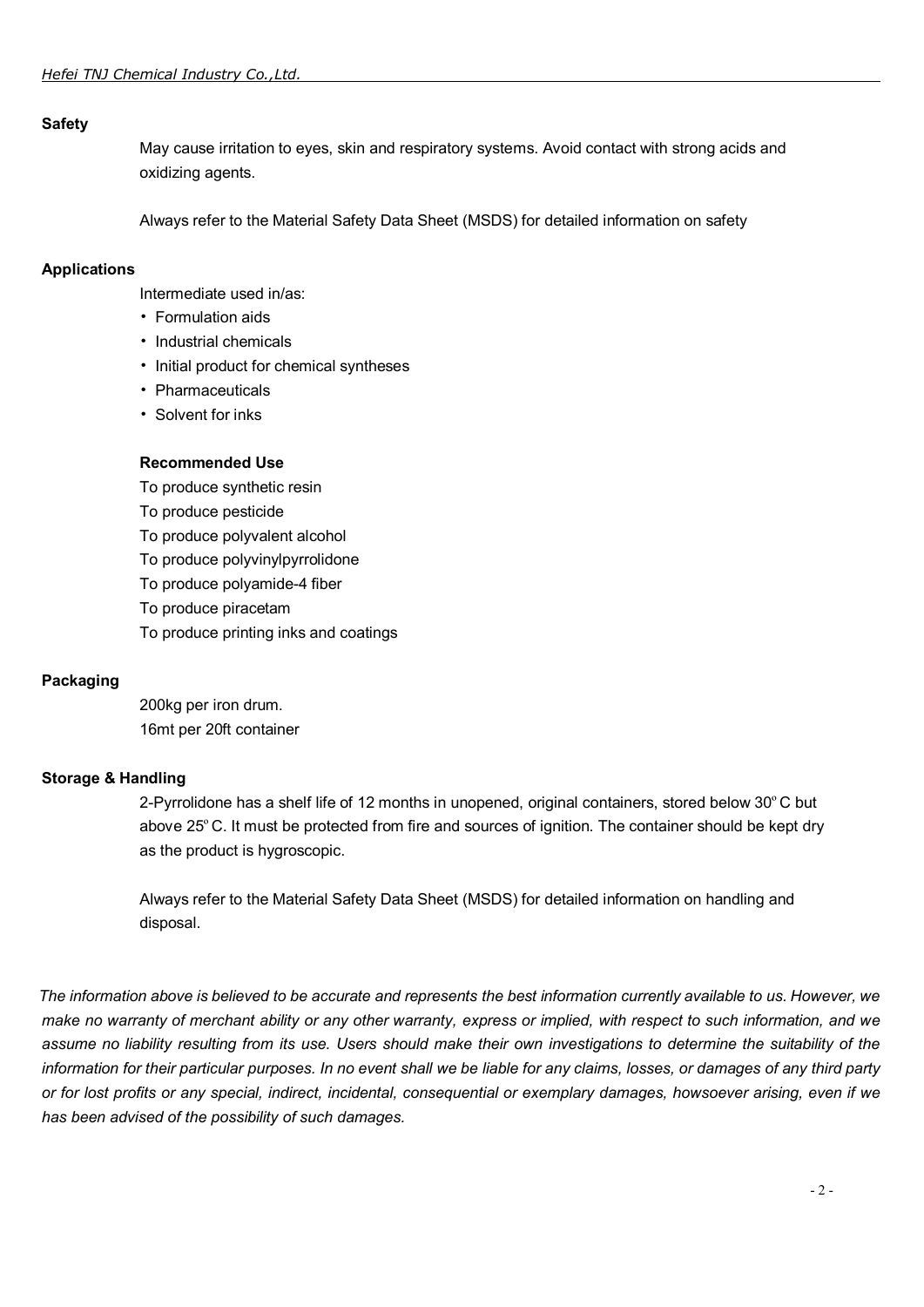## Safety

May cause irritation to eyes, skin and respiratory systems. Avoid contact with strong acids and oxidizing agents.

Always refer to the Material Safety Data Sheet (MSDS) for detailed information on safety

## Applications

Intermediate used in/as:

- Formulation aids
- Industrial chemicals
- Initial product for chemical syntheses
- Pharmaceuticals
- Solvent for inks

### Recommended Use

To produce synthetic resin
To produce pesticide
To produce polyvalent alcohol
To produce polyvinylpyrrolidone
To produce polyamide-4 fiber
To produce piracetam
To produce printing inks and coatings

## Packaging

200kg per iron drum.
16mt per 20ft container

## Storage & Handling

2-Pyrrolidone has a shelf life of 12 months in unopened, original containers, stored below 30°C but above 25°C. It must be protected from fire and sources of ignition. The container should be kept dry as the product is hygroscopic.

Always refer to the Material Safety Data Sheet (MSDS) for detailed information on handling and disposal.

*The information above is believed to be accurate and represents the best information currently available to us. However, we make no warranty of merchant ability or any other warranty, express or implied, with respect to such information, and we assume no liability resulting from its use. Users should make their own investigations to determine the suitability of the information for their particular purposes. In no event shall we be liable for any claims, losses, or damages of any third party or for lost profits or any special, indirect, incidental, consequential or exemplary damages, howsoever arising, even if we has been advised of the possibility of such damages.*